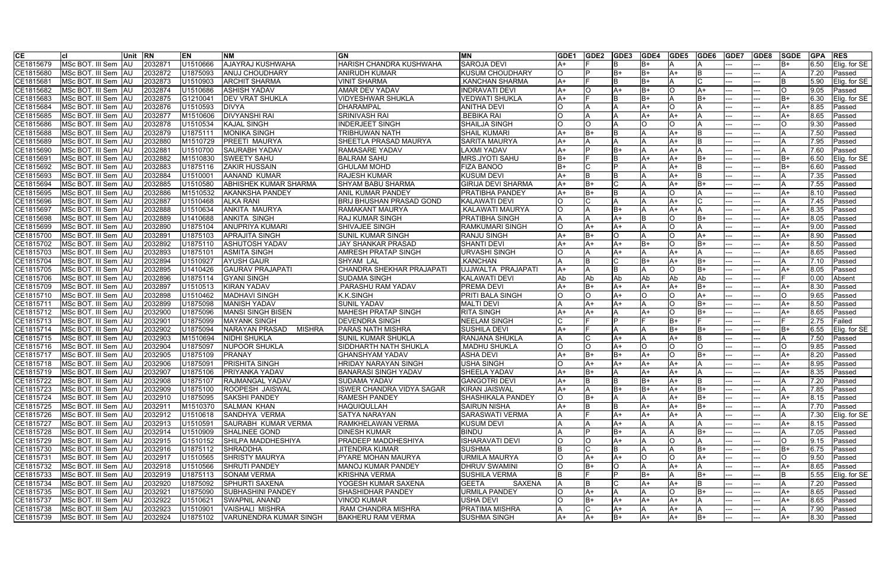| CE | cl | Unit | RN | EN | NM | GN | MN | GDE1 | GDE2 | GDE3 | GDE4 | GDE5 | GDE6 | GDE7 | GDE8 | SGDE | GPA | RES |
|---|---|---|---|---|---|---|---|---|---|---|---|---|---|---|---|---|---|---|
| CE1815679 | MSc BOT. III Sem | AU | 2032871 | U1510666 | AJAYRAJ KUSHWAHA | HARISH CHANDRA KUSHWAHA | SAROJA DEVI | A+ | F | B | B+ | A | A | --- | --- | B+ | 6.50 | Elig. for SE |
| CE1815680 | MSc BOT. III Sem | AU | 2032872 | U1875093 | ANUJ CHOUDHARY | ANIRUDH KUMAR | KUSUM CHOUDHARY | O | P | B+ | B+ | A+ | B | --- | --- | A | 7.20 | Passed |
| CE1815681 | MSc BOT. III Sem | AU | 2032873 | U1510903 | ARCHIT SHARMA | VINIT SHARMA | .KANCHAN SHARMA | A+ | F | B | B+ | A | C | --- | --- | B | 5.90 | Elig. for SE |
| CE1815682 | MSc BOT. III Sem | AU | 2032874 | U1510686 | ASHISH YADAV | AMAR DEV YADAV | INDRAVATI DEVI | A+ | O | A+ | B+ | O | A+ | --- | --- | O | 9.05 | Passed |
| CE1815683 | MSc BOT. III Sem | AU | 2032875 | G1210041 | DEV VRAT SHUKLA | VIDYESHWAR SHUKLA | VEDWATI SHUKLA | A+ | F | B | B+ | A | B+ | --- | --- | B+ | 6.30 | Elig. for SE |
| CE1815684 | MSc BOT. III Sem | AU | 2032876 | U1510593 | DIVYA | DHARAMPAL | ANITHA DEVI | O | A | A | A+ | O | A | --- | --- | A+ | 8.85 | Passed |
| CE1815685 | MSc BOT. III Sem | AU | 2032877 | M1510606 | DIVYANSHI RAI | SRINIVASH RAI | .BEBIKA RAI | O | A | A | A+ | A+ | A | --- | --- | A+ | 8.65 | Passed |
| CE1815686 | MSc BOT. III Sem | AU | 2032878 | U1510534 | KAJAL SINGH | INDERJEET SINGH | SHAILJA SINGH | O | O | A | O | O | A | --- | --- | O | 9.30 | Passed |
| CE1815688 | MSc BOT. III Sem | AU | 2032879 | U1875111 | MONIKA SINGH | TRIBHUWAN NATH | SHAIL KUMARI | A+ | B+ | B | A | A+ | B | --- | --- | A | 7.50 | Passed |
| CE1815689 | MSc BOT. III Sem | AU | 2032880 | M1510729 | PREETI MAURYA | SHEETLA PRASAD MAURYA | SARITA MAURYA | A+ | A | A | A | A+ | B | --- | --- | A | 7.95 | Passed |
| CE1815690 | MSc BOT. III Sem | AU | 2032881 | U1510700 | SAURABH YADAV | RAMASARE YADAV | LAXMI YADAV | A+ | P | B+ | A | A+ | A | --- | --- | A | 7.60 | Passed |
| CE1815691 | MSc BOT. III Sem | AU | 2032882 | M1510830 | SWEETY SAHU | BALRAM SAHU | MRS.JYOTI SAHU | B+ | F | B | A+ | A+ | B+ | --- | --- | B+ | 6.50 | Elig. for SE |
| CE1815692 | MSc BOT. III Sem | AU | 2032883 | U1875116 | ZAKIR HUSSAIN | GHULAM MOHD | FIZA BANOO | B+ | C | P | A | A+ | B | --- | --- | B+ | 6.60 | Passed |
| CE1815693 | MSc BOT. III Sem | AU | 2032884 | U1510001 | AANAND KUMAR | RAJESH KUMAR | KUSUM DEVI | A+ | B | B | A | A+ | B | --- | --- | A | 7.35 | Passed |
| CE1815694 | MSc BOT. III Sem | AU | 2032885 | U1510580 | ABHISHEK KUMAR SHARMA | SHYAM BABU SHARMA | GIRIJA DEVI SHARMA | A+ | B+ | C | A | A+ | B+ | --- | --- | A | 7.55 | Passed |
| CE1815695 | MSc BOT. III Sem | AU | 2032886 | M1510532 | AKANKSHA PANDEY | ANIL KUMAR PANDEY | PRATIBHA PANDEY | A+ | B+ | B | A | O | A | --- | --- | A+ | 8.10 | Passed |
| CE1815696 | MSc BOT. III Sem | AU | 2032887 | U1510468 | ALKA RANI | BRIJ BHUSHAN PRASAD GOND | KALAWATI DEVI | O | C | A | A | A+ | C | --- | --- | A | 7.45 | Passed |
| CE1815697 | MSc BOT. III Sem | AU | 2032888 | U1510634 | ANKITA MAURYA | RAMAKANT MAURYA | .KALAWATI MAURYA | O | A | B+ | A | A+ | A | --- | --- | A+ | 8.35 | Passed |
| CE1815698 | MSc BOT. III Sem | AU | 2032889 | U1410688 | ANKITA SINGH | RAJ KUMAR SINGH | PRATIBHA SINGH | A | A | A+ | B | O | B+ | --- | --- | A+ | 8.05 | Passed |
| CE1815699 | MSc BOT. III Sem | AU | 2032890 | U1875104 | ANUPRIYA KUMARI | SHIVAJEE SINGH | RAMKUMARI SINGH | O | A+ | A+ | A | O | A | --- | --- | A+ | 9.00 | Passed |
| CE1815700 | MSc BOT. III Sem | AU | 2032891 | U1875103 | APRAJITA SINGH | SUNIL KUMAR SINGH | RANJU SINGH | A+ | B+ | O | A | O | A+ | --- | --- | A+ | 8.90 | Passed |
| CE1815702 | MSc BOT. III Sem | AU | 2032892 | U1875110 | ASHUTOSH YADAV | JAY SHANKAR PRASAD | SHANTI DEVI | A+ | A+ | A+ | B+ | O | B+ | --- | --- | A+ | 8.50 | Passed |
| CE1815703 | MSc BOT. III Sem | AU | 2032893 | U1875101 | ASMITA SINGH | AMRESH PRATAP SINGH | URVASHI SINGH | O | A | A+ | A | A+ | A | --- | --- | A+ | 8.65 | Passed |
| CE1815704 | MSc BOT. III Sem | AU | 2032894 | U1510927 | AYUSH GAUR | SHYAM LAL | .KANCHAN | A | B | C | B+ | A+ | B+ | --- | --- | A | 7.10 | Passed |
| CE1815705 | MSc BOT. III Sem | AU | 2032895 | U1410426 | GAURAV PRAJAPATI | CHANDRA SHEKHAR PRAJAPATI | UJJWALTA PRAJAPATI | A+ | A | B | A | O | B+ | --- | --- | A+ | 8.05 | Passed |
| CE1815706 | MSc BOT. III Sem | AU | 2032896 | U1875114 | GYANI SINGH | SUDAMA SINGH | KALAWATI DEVI | Ab | Ab | Ab | Ab | Ab | Ab | --- | --- | F | 0.00 | Absent |
| CE1815709 | MSc BOT. III Sem | AU | 2032897 | U1510513 | KIRAN YADAV | .PARASHU RAM YADAV | PREMA DEVI | A+ | B+ | A+ | A+ | A+ | B+ | --- | --- | A+ | 8.30 | Passed |
| CE1815710 | MSc BOT. III Sem | AU | 2032898 | U1510462 | MADHAVI SINGH | K.K.SINGH | PRITI BALA SINGH | O | O | A+ | O | O | A+ | --- | --- | O | 9.65 | Passed |
| CE1815711 | MSc BOT. III Sem | AU | 2032899 | U1875098 | MANISH YADAV | SUNIL YADAV | MALTI DEVI | A | A+ | A+ | A | O | B+ | --- | --- | A+ | 8.50 | Passed |
| CE1815712 | MSc BOT. III Sem | AU | 2032900 | U1875096 | MANSI SINGH BISEN | MAHESH PRATAP SINGH | RITA SINGH | A+ | A+ | A | A+ | O | B+ | --- | --- | A+ | 8.65 | Passed |
| CE1815713 | MSc BOT. III Sem | AU | 2032901 | U1875099 | MAYANK SINGH | DEVENDRA SINGH | NEELAM SINGH | C | F | P | F | B+ | F | --- | --- | F | 2.75 | Failed |
| CE1815714 | MSc BOT. III Sem | AU | 2032902 | U1875094 | NARAYAN PRASAD MISHRA | PARAS NATH MISHRA | SUSHILA DEVI | A+ | F | A | A | B+ | B+ | --- | --- | B+ | 6.55 | Elig. for SE |
| CE1815715 | MSc BOT. III Sem | AU | 2032903 | M1510694 | NIDHI SHUKLA | SUNIL KUMAR SHUKLA | RANJANA SHUKLA | A | C | A+ | A | A+ | B | --- | --- | A | 7.50 | Passed |
| CE1815716 | MSc BOT. III Sem | AU | 2032904 | U1875097 | NUPOOR SHUKLA | SIDDHARTH NATH SHUKLA | .MADHU SHUKLA | O | O | A+ | O | O | O | --- | --- | O | 9.85 | Passed |
| CE1815717 | MSc BOT. III Sem | AU | 2032905 | U1875109 | PRANAY | GHANSHYAM YADAV | ASHA DEVI | A+ | B+ | B+ | A+ | O | B+ | --- | --- | A+ | 8.20 | Passed |
| CE1815718 | MSc BOT. III Sem | AU | 2032906 | U1875091 | PRISHITA SINGH | HRIDAY NARAYAN SINGH | USHA SINGH | O | A+ | A+ | A+ | A+ | A | --- | --- | A+ | 8.95 | Passed |
| CE1815719 | MSc BOT. III Sem | AU | 2032907 | U1875106 | PRIYANKA YADAV | BANARASI SINGH YADAV | SHEELA YADAV | A+ | B+ | A | A+ | A+ | A | --- | --- | A+ | 8.35 | Passed |
| CE1815722 | MSc BOT. III Sem | AU | 2032908 | U1875107 | RAJMANGAL YADAV | SUDAMA YADAV | GANGOTRI DEVI | A+ | B | B | B+ | A+ | B | --- | --- | A | 7.20 | Passed |
| CE1815723 | MSc BOT. III Sem | AU | 2032909 | U1875100 | ROOPESH JAISWAL | ISWER CHANDRA VIDYA SAGAR | KIRAN JAISWAL | A+ | A | B+ | B+ | A+ | B+ | --- | --- | A | 7.85 | Passed |
| CE1815724 | MSc BOT. III Sem | AU | 2032910 | U1875095 | SAKSHI PANDEY | RAMESH PANDEY | SHASHIKALA PANDEY | O | B+ | A | A | A+ | B+ | --- | --- | A+ | 8.15 | Passed |
| CE1815725 | MSc BOT. III Sem | AU | 2032911 | M1510370 | SALMAN KHAN | HAQUIQULLAH | SAIRUN NISHA | A+ | B | B | A+ | A+ | B+ | --- | --- | A | 7.70 | Passed |
| CE1815726 | MSc BOT. III Sem | AU | 2032912 | U1510618 | SANDHYA VERMA | SATYA NARAYAN | SARASWATI VERMA | A | F | A+ | A+ | A+ | A | --- | --- | A | 7.30 | Elig. for SE |
| CE1815727 | MSc BOT. III Sem | AU | 2032913 | U1510591 | SAURABH KUMAR VERMA | RAMKHELAWAN VERMA | KUSUM DEVI | A | A | A+ | A | A | A | --- | --- | A+ | 8.15 | Passed |
| CE1815728 | MSc BOT. III Sem | AU | 2032914 | U1510909 | SHALINEE GOND | DINESH KUMAR | BINDU | A | P | B+ | A | A | B+ | --- | --- | A | 7.05 | Passed |
| CE1815729 | MSc BOT. III Sem | AU | 2032915 | G1510152 | SHILPA MADDHESHIYA | PRADEEP MADDHESHIYA | ISHARAVATI DEVI | O | O | A+ | A | O | A | --- | --- | O | 9.15 | Passed |
| CE1815730 | MSc BOT. III Sem | AU | 2032916 | U1875112 | SHRADDHA | JITENDRA KUMAR | SUSHMA | B | C | B | A | A | B+ | --- | --- | B+ | 6.75 | Passed |
| CE1815731 | MSc BOT. III Sem | AU | 2032917 | U1510565 | SHRISTY MAURYA | PYARE MOHAN MAURYA | URMILA MAURYA | O | A+ | A+ | O | O | A+ | --- | --- | O | 9.50 | Passed |
| CE1815732 | MSc BOT. III Sem | AU | 2032918 | U1510566 | SHRUTI PANDEY | MANOJ KUMAR PANDEY | DHRUV SWAMINI | O | B+ | O | A | A+ | A | --- | --- | A+ | 8.65 | Passed |
| CE1815733 | MSc BOT. III Sem | AU | 2032919 | U1875113 | SONAM VERMA | KRISHNA VERMA | SUSHILA VERMA | B | F | P | B+ | A | B+ | --- | --- | B | 5.55 | Elig. for SE |
| CE1815734 | MSc BOT. III Sem | AU | 2032920 | U1875092 | SPHURTI SAXENA | YOGESH KUMAR SAXENA | GEETA SAXENA | A | B | C | A+ | A+ | B | --- | --- | A | 7.20 | Passed |
| CE1815735 | MSc BOT. III Sem | AU | 2032921 | U1875090 | SUBHASHINI PANDEY | SHASHIDHAR PANDEY | URMILA PANDEY | O | A+ | A | A | O | B+ | --- | --- | A+ | 8.65 | Passed |
| CE1815737 | MSc BOT. III Sem | AU | 2032922 | U1510621 | SWAPNIL ANAND | VINOD KUMAR | USHA DEVI | O | B+ | A+ | A+ | A+ | A | --- | --- | A+ | 8.65 | Passed |
| CE1815738 | MSc BOT. III Sem | AU | 2032923 | U1510901 | VAISHALI MISHRA | .RAM CHANDRA MISHRA | PRATIMA MISHRA | A | C | A+ | A | A+ | A | --- | --- | A | 7.90 | Passed |
| CE1815739 | MSc BOT. III Sem | AU | 2032924 | U1875102 | VARUNENDRA KUMAR SINGH | BAKHERU RAM VERMA | SUSHMA SINGH | A+ | A+ | B+ | A+ | A+ | B+ | --- | --- | A+ | 8.30 | Passed |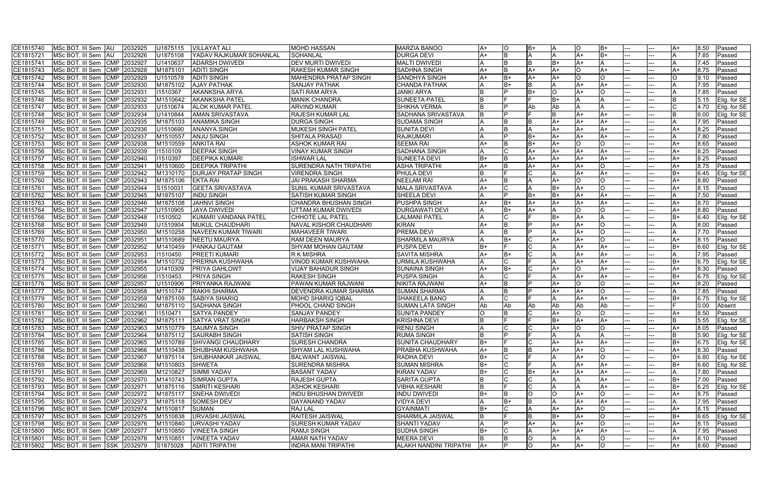| | | | | | | | | | | | | | | | | | | | |
|---|---|---|---|---|---|---|---|---|---|---|---|---|---|---|---|---|---|---|---|
| CE1815740 | MSc BOT. III Sem | AU | 2032925 | U1875115 | VILLAYAT ALI | MOHD HASSAN | MARZIA BANOO | A+ | O | B+ | A | O | B+ | --- | --- | A+ | 8.50 | Passed |
| CE1815721 | MSc BOT. III Sem | AU | 2032926 | U1875108 | YADAV RAJKUMAR SOHANLAL | SOHANLAL | DURGA DEVI | A+ | B | A | A | A+ | B+ | --- | --- | A | 7.85 | Passed |
| CE1815741 | MSc BOT. III Sem | CMP | 2032927 | U1410637 | ADARSH DWIVEDI | DEV MURTI DWIVEDI | MALTI DWIVEDI | A | B | B | B+ | A+ | A | --- | --- | A | 7.45 | Passed |
| CE1815743 | MSc BOT. III Sem | CMP | 2032928 | M1875101 | ADITI SINGH | RAKESH KUMAR SINGH | SADHNA SINGH | A+ | B | A+ | A+ | O | A+ | --- | --- | A+ | 8.75 | Passed |
| CE1815742 | MSc BOT. III Sem | CMP | 2032929 | U1510578 | ADITI SINGH | MAHENDRA PRATAP SINGH | SANDHYA SINGH | A+ | B+ | A+ | A+ | O | O | --- | --- | O | 9.10 | Passed |
| CE1815744 | MSc BOT. III Sem | CMP | 2032930 | M1875102 | AJAY PATHAK | SANJAY PATHAK | CHANDA PATHAK | A | B+ | B | A | A+ | A+ | --- | --- | A | 7.95 | Passed |
| CE1815745 | MSc BOT. III Sem | CMP | 2032931 | I1510367 | AKANKSHA ARYA | SATI RAM ARYA | JANKI ARYA | B | P | B+ | O | A+ | O | --- | --- | A | 7.85 | Passed |
| CE1815746 | MSc BOT. III Sem | CMP | 2032932 | M1510642 | AKANKSHA PATEL | MANIK CHANDRA | SUNEETA PATEL | B | F | F | B+ | A | A | --- | --- | B | 5.15 | Elig. for SE |
| CE1815747 | MSc BOT. III Sem | CMP | 2032933 | U1510674 | ALOK KUMAR PATEL | ARVIND KUMAR | SHIKHA VERMA | B | P | Ab | Ab | A | A | --- | --- | C | 4.70 | Elig. for SE |
| CE1815748 | MSc BOT. III Sem | CMP | 2032934 | U1410844 | AMAN SRIVASTAVA | RAJESH KUMAR LAL | SADHANA SRIVASTAVA | B | P | F | B | A+ | A+ | --- | --- | B | 6.00 | Elig. for SE |
| CE1815749 | MSc BOT. III Sem | CMP | 2032935 | M1875103 | ANAMIKA SINGH | DURGA SINGH | SUDAMA SINGH | A | B | B | A+ | A+ | A+ | --- | --- | A | 7.95 | Passed |
| CE1815751 | MSc BOT. III Sem | CMP | 2032936 | U1510690 | ANANYA SINGH | MUKESH SINGH PATEL | SUNITA DEVI | A | B | A | A+ | A+ | A+ | --- | --- | A+ | 8.25 | Passed |
| CE1815752 | MSc BOT. III Sem | CMP | 2032937 | M1510557 | ANJU SINGH | SHITALA PRASAD | RAJKUMARI | A | P | B+ | A+ | A+ | A+ | --- | --- | A | 7.80 | Passed |
| CE1815753 | MSc BOT. III Sem | CMP | 2032938 | M1510559 | ANKITA RAI | ASHOK KUMAR RAI | SEEMA RAI | A+ | B | B+ | A+ | O | O | --- | --- | A+ | 8.65 | Passed |
| CE1815756 | MSc BOT. III Sem | CMP | 2032939 | I1510109 | DEEPAK SINGH | VINAY KUMAR SINGH | SADHANA SINGH | A | C | A+ | A+ | A+ | A+ | --- | --- | A+ | 8.25 | Passed |
| CE1815757 | MSc BOT. III Sem | CMP | 2032940 | I1510397 | DEEPIKA KUMARI | ISHWAR LAL | SUNEETA DEVI | B+ | B | A+ | A+ | A+ | A+ | --- | --- | A+ | 8.25 | Passed |
| CE1815758 | MSc BOT. III Sem | CMP | 2032941 | M1510600 | DEEPIKA TRIPATHI | SURENDRA NATH TRIPATHI | ASHA TRIPATHI | A+ | B | A+ | A+ | A+ | O | --- | --- | A+ | 8.75 | Passed |
| CE1815759 | MSc BOT. III Sem | CMP | 2032942 | M1310170 | DURJAY PRATAP SINGH | VIRENDRA SINGH | PHULA DEVI | B | F | C | A | A+ | A+ | --- | --- | B+ | 6.45 | Elig. for SE |
| CE1815760 | MSc BOT. III Sem | CMP | 2032943 | M1875106 | EKTA RAI | JAI PRAKASH SHARMA | NEELAM RAI | A+ | B | A | A+ | O | O | --- | --- | A+ | 8.80 | Passed |
| CE1815761 | MSc BOT. III Sem | CMP | 2032944 | S1510031 | GEETA SRIVASTAVA | SUNIL KUMAR SRIVASTAVA | MALA SRIVASTAVA | A+ | C | A | B+ | A+ | O | --- | --- | A+ | 8.15 | Passed |
| CE1815762 | MSc BOT. III Sem | CMP | 2032945 | M1875107 | INDU SINGH | SATISH KUMAR SINGH | SHEELA DEVI | A | P | B+ | B+ | A+ | A+ | --- | --- | A | 7.50 | Passed |
| CE1815763 | MSc BOT. III Sem | CMP | 2032946 | M1875108 | JAHNVI SINGH | CHANDRA BHUSHAN SINGH | PUSHPA SINGH | A+ | B+ | A+ | A+ | A+ | A+ | --- | --- | A+ | 8.70 | Passed |
| CE1815764 | MSc BOT. III Sem | CMP | 2032947 | U1510905 | JAYA DWIVEDI | UTTAM KUMAR DWIVEDI | DURGAWATI DEVI | A | B+ | A+ | A | O | O | --- | --- | A+ | 8.80 | Passed |
| CE1815766 | MSc BOT. III Sem | CMP | 2032948 | I1510502 | KUMARI VANDANA PATEL | CHHOTE LAL PATEL | LALMANI PATEL | A | C | F | B+ | A+ | A | --- | --- | B+ | 6.40 | Elig. for SE |
| CE1815768 | MSc BOT. III Sem | CMP | 2032949 | U1510904 | MUKUL CHAUDHARI | NAVAL KISHOR CHAUDHARI | KIRAN | A+ | B | P | A+ | A+ | O | --- | --- | A | 8.00 | Passed |
| CE1815769 | MSc BOT. III Sem | CMP | 2032950 | M1510258 | NAVEEN KUMAR TIWARI | MAHAVEER TIWARI | PREMA DEVI | A | B | P | A | A+ | O | --- | --- | A | 7.70 | Passed |
| CE1815770 | MSc BOT. III Sem | CMP | 2032951 | M1510689 | NEETU MAURYA | RAM DEEN MAURYA | SHARMILA MAURYA | A | B+ | C | A+ | A+ | O | --- | --- | A+ | 8.15 | Passed |
| CE1815771 | MSc BOT. III Sem | CMP | 2032952 | M1410459 | PANKAJ GAUTAM | SHYAM MOHAN GAUTAM | PUSPA DEVI | B+ | F | C | A | A+ | A+ | --- | --- | B+ | 6.60 | Elig. for SE |
| CE1815772 | MSc BOT. III Sem | CMP | 2032953 | I1510450 | PREETI KUMARI | R K MISHRA | SAVITA MISHRA | A+ | B+ | C | A | A+ | A+ | --- | --- | A | 7.95 | Passed |
| CE1815773 | MSc BOT. III Sem | CMP | 2032954 | M1510732 | PRERNA KUSHWAHA | VINOD KUMAR KUSHWAHA | URMILA KUSHWAHA | A | C | F | A | A+ | A+ | --- | --- | B+ | 6.75 | Elig. for SE |
| CE1815774 | MSc BOT. III Sem | CMP | 2032955 | U1410309 | PRIYA GAHLOWT | VIJAY BAHADUR SINGH | SUNAINA SINGH | A+ | B+ | C | A+ | O | A+ | --- | --- | A+ | 8.30 | Passed |
| CE1815775 | MSc BOT. III Sem | CMP | 2032956 | I1510453 | PRIYA SINGH | RAKESH SINGH | PUSPA SINGH | A | C | F | A | A+ | A+ | --- | --- | B+ | 6.75 | Elig. for SE |
| CE1815776 | MSc BOT. III Sem | CMP | 2032957 | U1510906 | PRIYANKA RAJWANI | PAWAN KUMAR RAJWANI | NIKITA RAJWANI | A+ | B | P | A+ | O | O | --- | --- | A+ | 8.20 | Passed |
| CE1815777 | MSc BOT. III Sem | CMP | 2032958 | M1510747 | RAKHI SHARMA | DEVENDRA KUMAR SHARMA | SUMAN SHARMA | A | B | P | A+ | A+ | O | --- | --- | A | 7.85 | Passed |
| CE1815779 | MSc BOT. III Sem | CMP | 2032959 | M1875109 | SABIYA SHARIQ | MOHD SHARIQ IQBAL | SHAKEELA BANO | A | C | F | A | A+ | A+ | --- | --- | B+ | 6.75 | Elig. for SE |
| CE1815780 | MSc BOT. III Sem | CMP | 2032960 | M1875110 | SADHANA SINGH | PHOOL CHAND SINGH | SUMAN LATA SINGH | Ab | Ab | Ab | Ab | Ab | Ab | --- | --- | F | 0.00 | Absent |
| CE1815781 | MSc BOT. III Sem | CMP | 2032961 | I1510471 | SATYA PANDEY | SANJAY PANDEY | SUNITA PANDEY | O | B | C | A+ | O | O | --- | --- | A+ | 8.50 | Passed |
| CE1815782 | MSc BOT. III Sem | CMP | 2032962 | M1875111 | SATYA VRAT SINGH | HARBAKSH SINGH | KRISHNA DEVI | B | F | F | B+ | A+ | A+ | --- | --- | B | 5.55 | Elig. for SE |
| CE1815783 | MSc BOT. III Sem | CMP | 2032963 | M1510779 | SAUMYA SINGH | SHIV PRATAP SINGH | RENU SINGH | A | C | C | A+ | O | O | --- | --- | A+ | 8.05 | Passed |
| CE1815784 | MSc BOT. III Sem | CMP | 2032964 | M1875112 | SAURABH SINGH | SATISH SINGH | RUMA SINGH | B | P | F | A | A | A | --- | --- | B | 5.90 | Elig. for SE |
| CE1815785 | MSc BOT. III Sem | CMP | 2032965 | M1510789 | SHIVANGI CHAUDHARY | SURESH CHANDRA | SUNITA CHAUDHARY | B+ | F | C | A+ | A+ | A+ | --- | --- | B+ | 6.75 | Elig. for SE |
| CE1815786 | MSc BOT. III Sem | CMP | 2032966 | M1510438 | SHUBHAM KUSHWAHA | SHYAM LAL KUSHWAHA | PRABHA KUSHWAHA | A+ | B | B | A+ | A+ | O | --- | --- | A+ | 8.30 | Passed |
| CE1815788 | MSc BOT. III Sem | CMP | 2032967 | M1875114 | SHUBHANKAR JAISWAL | BALWANT JAISWAL | RADHA DEVI | B+ | C | F | A | A+ | O | --- | --- | B+ | 6.80 | Elig. for SE |
| CE1815789 | MSc BOT. III Sem | CMP | 2032968 | M1510803 | SHWETA | SURENDRA MISHRA | SUMAN MISHRA | B+ | C | F | A | A+ | A+ | --- | --- | B+ | 6.60 | Elig. for SE |
| CE1815791 | MSc BOT. III Sem | CMP | 2032969 | M1210827 | SIMMI YADAV | BASANT YADAV | KIRAN YADAV | B+ | C | B+ | A+ | A+ | A+ | --- | --- | A | 7.80 | Passed |
| CE1815792 | MSc BOT. III Sem | CMP | 2032970 | M1410743 | SIMRAN GUPTA | RAJESH GUPTA | SARITA GUPTA | B | C | C | A | A | A+ | --- | --- | B+ | 7.00 | Passed |
| CE1815793 | MSc BOT. III Sem | CMP | 2032971 | M1875116 | SMRITI KESHARI | ASHOK KESHARI | VIBHA KESHARI | B | F | C | A | A | A+ | --- | --- | B+ | 6.25 | Elig. for SE |
| CE1815794 | MSc BOT. III Sem | CMP | 2032972 | M1875117 | SNEHA DWIVEDI | INDU BHUSHAN DWIVEDI | INDU DWIVEDI | B+ | B | O | O | A+ | O | --- | --- | A+ | 8.75 | Passed |
| CE1815795 | MSc BOT. III Sem | CMP | 2032973 | M1875118 | SOMESH DEV | DAYANAND YADAV | VIDYA DEVI | A | B+ | B | A | A+ | A+ | --- | --- | A | 7.95 | Passed |
| CE1815796 | MSc BOT. III Sem | CMP | 2032974 | M1510817 | SUMAN | RAJ LAL | GYAINMATI | B+ | C | A | A+ | A+ | O | --- | --- | A+ | 8.15 | Passed |
| CE1815797 | MSc BOT. III Sem | CMP | 2032975 | M1510838 | URVASHI JAISWAL | RAITESH JAISWAL | SHARMILA JAISWAL | B | F | B | B+ | A+ | O | --- | --- | B+ | 6.65 | Elig. for SE |
| CE1815798 | MSc BOT. III Sem | CMP | 2032976 | M1510840 | URVASHI YADAV | SURESH KUMAR YADAV | SHANTI YADAV | A | P | A+ | A | A+ | O | --- | --- | A+ | 8.15 | Passed |
| CE1815800 | MSc BOT. III Sem | CMP | 2032977 | M1510850 | VINEETA SINGH | RAMJI SINGH | SUDHA SINGH | B+ | C | A | A+ | A+ | A+ | --- | --- | A | 7.95 | Passed |
| CE1815801 | MSc BOT. III Sem | CMP | 2032978 | M1510851 | VINEETA YADAV | AMAR NATH YADAV | MEERA DEVI | B | B | O | A | A | O | --- | --- | A+ | 8.10 | Passed |
| CE1815802 | MSc BOT. III Sem | SSK | 2032979 | S1875028 | ADITI TRIPATHI | INDRA MANI TRIPATHI | ALAKH NANDINI TRIPATHI | A+ | P | O | A+ | A+ | O | --- | --- | A+ | 8.60 | Passed |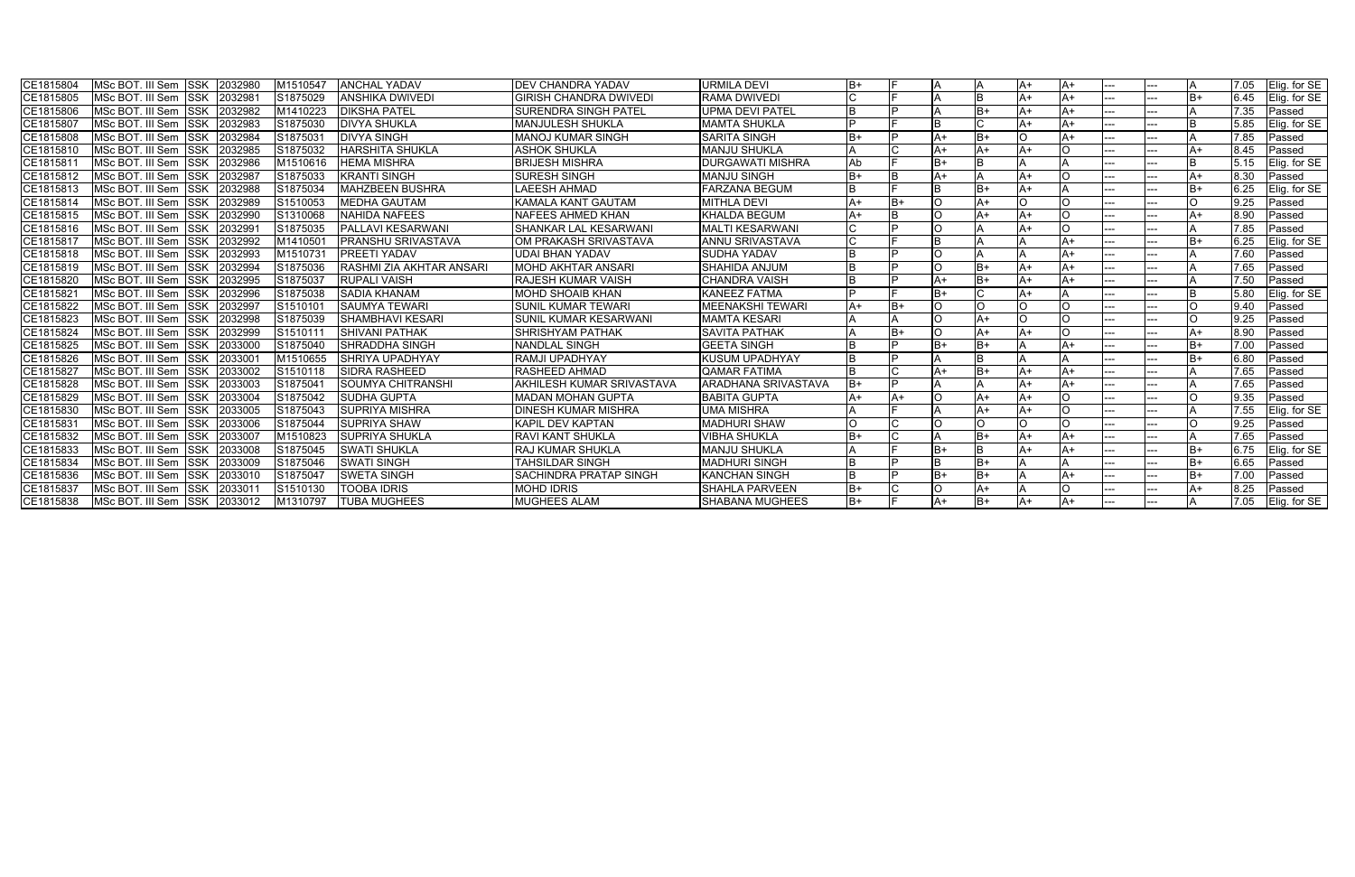| | | | | | | | | | | | | | | | | | | | |
|---|---|---|---|---|---|---|---|---|---|---|---|---|---|---|---|---|---|---|---|
| CE1815804 | MSc BOT. III Sem | SSK | 2032980 | M1510547 | ANCHAL YADAV | DEV CHANDRA YADAV | URMILA DEVI | B+ | F | A | A | A+ | A+ | --- | --- | A | 7.05 | Elig. for SE |
| CE1815805 | MSc BOT. III Sem | SSK | 2032981 | S1875029 | ANSHIKA DWIVEDI | GIRISH CHANDRA DWIVEDI | RAMA DWIVEDI | C | F | A | B | A+ | A+ | --- | --- | B+ | 6.45 | Elig. for SE |
| CE1815806 | MSc BOT. III Sem | SSK | 2032982 | M1410223 | DIKSHA PATEL | SURENDRA SINGH PATEL | UPMA DEVI PATEL | B | P | A | B+ | A+ | A+ | --- | --- | A | 7.35 | Passed |
| CE1815807 | MSc BOT. III Sem | SSK | 2032983 | S1875030 | DIVYA SHUKLA | MANJULESH SHUKLA | MAMTA SHUKLA | P | F | B | C | A+ | A+ | --- | --- | B | 5.85 | Elig. for SE |
| CE1815808 | MSc BOT. III Sem | SSK | 2032984 | S1875031 | DIVYA SINGH | MANOJ KUMAR SINGH | SARITA SINGH | B+ | P | A+ | B+ | O | A+ | --- | --- | A | 7.85 | Passed |
| CE1815810 | MSc BOT. III Sem | SSK | 2032985 | S1875032 | HARSHITA SHUKLA | ASHOK SHUKLA | MANJU SHUKLA | A | C | A+ | A+ | A+ | O | --- | --- | A+ | 8.45 | Passed |
| CE1815811 | MSc BOT. III Sem | SSK | 2032986 | M1510616 | HEMA MISHRA | BRIJESH MISHRA | DURGAWATI MISHRA | Ab | F | B+ | B | A | A | --- | --- | B | 5.15 | Elig. for SE |
| CE1815812 | MSc BOT. III Sem | SSK | 2032987 | S1875033 | KRANTI SINGH | SURESH SINGH | MANJU SINGH | B+ | B | A+ | A | A+ | O | --- | --- | A+ | 8.30 | Passed |
| CE1815813 | MSc BOT. III Sem | SSK | 2032988 | S1875034 | MAHZBEEN BUSHRA | LAEESH AHMAD | FARZANA BEGUM | B | F | B | B+ | A+ | A | --- | --- | B+ | 6.25 | Elig. for SE |
| CE1815814 | MSc BOT. III Sem | SSK | 2032989 | S1510053 | MEDHA GAUTAM | KAMALA KANT GAUTAM | MITHLA DEVI | A+ | B+ | O | A+ | O | O | --- | --- | O | 9.25 | Passed |
| CE1815815 | MSc BOT. III Sem | SSK | 2032990 | S1310068 | NAHIDA NAFEES | NAFEES AHMED KHAN | KHALDA BEGUM | A+ | B | O | A+ | A+ | O | --- | --- | A+ | 8.90 | Passed |
| CE1815816 | MSc BOT. III Sem | SSK | 2032991 | S1875035 | PALLAVI KESARWANI | SHANKAR LAL KESARWANI | MALTI KESARWANI | C | P | O | A | A+ | O | --- | --- | A | 7.85 | Passed |
| CE1815817 | MSc BOT. III Sem | SSK | 2032992 | M1410501 | PRANSHU SRIVASTAVA | OM PRAKASH SRIVASTAVA | ANNU SRIVASTAVA | C | F | B | A | A | A+ | --- | --- | B+ | 6.25 | Elig. for SE |
| CE1815818 | MSc BOT. III Sem | SSK | 2032993 | M1510731 | PREETI YADAV | UDAI BHAN YADAV | SUDHA YADAV | B | P | O | A | A | A+ | --- | --- | A | 7.60 | Passed |
| CE1815819 | MSc BOT. III Sem | SSK | 2032994 | S1875036 | RASHMI ZIA AKHTAR ANSARI | MOHD AKHTAR ANSARI | SHAHIDA ANJUM | B | P | O | B+ | A+ | A+ | --- | --- | A | 7.65 | Passed |
| CE1815820 | MSc BOT. III Sem | SSK | 2032995 | S1875037 | RUPALI VAISH | RAJESH KUMAR VAISH | CHANDRA VAISH | B | P | A+ | B+ | A+ | A+ | --- | --- | A | 7.50 | Passed |
| CE1815821 | MSc BOT. III Sem | SSK | 2032996 | S1875038 | SADIA KHANAM | MOHD SHOAIB KHAN | KANEEZ FATMA | P | F | B+ | C | A+ | A | --- | --- | B | 5.80 | Elig. for SE |
| CE1815822 | MSc BOT. III Sem | SSK | 2032997 | S1510101 | SAUMYA TEWARI | SUNIL KUMAR TEWARI | MEENAKSHI TEWARI | A+ | B+ | O | O | O | O | --- | --- | O | 9.40 | Passed |
| CE1815823 | MSc BOT. III Sem | SSK | 2032998 | S1875039 | SHAMBHAVI KESARI | SUNIL KUMAR KESARWANI | MAMTA KESARI | A | A | O | A+ | O | O | --- | --- | O | 9.25 | Passed |
| CE1815824 | MSc BOT. III Sem | SSK | 2032999 | S1510111 | SHIVANI PATHAK | SHRISHYAM PATHAK | SAVITA PATHAK | A | B+ | O | A+ | A+ | O | --- | --- | A+ | 8.90 | Passed |
| CE1815825 | MSc BOT. III Sem | SSK | 2033000 | S1875040 | SHRADDHA SINGH | NANDLAL SINGH | GEETA SINGH | B | P | B+ | B+ | A | A+ | --- | --- | B+ | 7.00 | Passed |
| CE1815826 | MSc BOT. III Sem | SSK | 2033001 | M1510655 | SHRIYA UPADHYAY | RAMJI UPADHYAY | KUSUM UPADHYAY | B | P | A | B | A | A | --- | --- | B+ | 6.80 | Passed |
| CE1815827 | MSc BOT. III Sem | SSK | 2033002 | S1510118 | SIDRA RASHEED | RASHEED AHMAD | QAMAR FATIMA | B | C | A+ | B+ | A+ | A+ | --- | --- | A | 7.65 | Passed |
| CE1815828 | MSc BOT. III Sem | SSK | 2033003 | S1875041 | SOUMYA CHITRANSHI | AKHILESH KUMAR SRIVASTAVA | ARADHANA SRIVASTAVA | B+ | P | A | A | A+ | A+ | --- | --- | A | 7.65 | Passed |
| CE1815829 | MSc BOT. III Sem | SSK | 2033004 | S1875042 | SUDHA GUPTA | MADAN MOHAN GUPTA | BABITA GUPTA | A+ | A+ | O | A+ | A+ | O | --- | --- | O | 9.35 | Passed |
| CE1815830 | MSc BOT. III Sem | SSK | 2033005 | S1875043 | SUPRIYA MISHRA | DINESH KUMAR MISHRA | UMA MISHRA | A | F | A | A+ | A+ | O | --- | --- | A | 7.55 | Elig. for SE |
| CE1815831 | MSc BOT. III Sem | SSK | 2033006 | S1875044 | SUPRIYA SHAW | KAPIL DEV KAPTAN | MADHURI SHAW | O | C | O | O | O | O | --- | --- | O | 9.25 | Passed |
| CE1815832 | MSc BOT. III Sem | SSK | 2033007 | M1510823 | SUPRIYA SHUKLA | RAVI KANT SHUKLA | VIBHA SHUKLA | B+ | C | A | B+ | A+ | A+ | --- | --- | A | 7.65 | Passed |
| CE1815833 | MSc BOT. III Sem | SSK | 2033008 | S1875045 | SWATI SHUKLA | RAJ KUMAR SHUKLA | MANJU SHUKLA | A | F | B+ | B | A+ | A+ | --- | --- | B+ | 6.75 | Elig. for SE |
| CE1815834 | MSc BOT. III Sem | SSK | 2033009 | S1875046 | SWATI SINGH | TAHSILDAR SINGH | MADHURI SINGH | B | P | B | B+ | A | A | --- | --- | B+ | 6.65 | Passed |
| CE1815836 | MSc BOT. III Sem | SSK | 2033010 | S1875047 | SWETA SINGH | SACHINDRA PRATAP SINGH | KANCHAN SINGH | B | P | B+ | B+ | A | A+ | --- | --- | B+ | 7.00 | Passed |
| CE1815837 | MSc BOT. III Sem | SSK | 2033011 | S1510130 | TOOBA IDRIS | MOHD IDRIS | SHAHLA PARVEEN | B+ | C | O | A+ | A | O | --- | --- | A+ | 8.25 | Passed |
| CE1815838 | MSc BOT. III Sem | SSK | 2033012 | M1310797 | TUBA MUGHEES | MUGHEES ALAM | SHABANA MUGHEES | B+ | F | A+ | B+ | A+ | A+ | --- | --- | A | 7.05 | Elig. for SE |